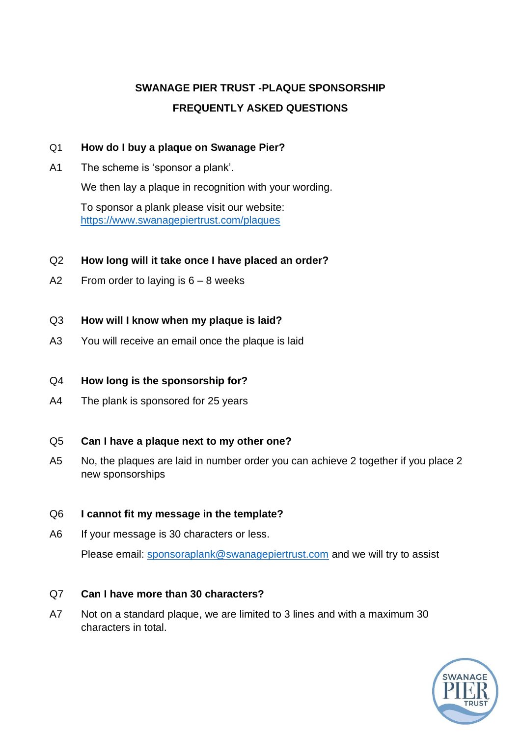# SWANAGE PIER TRUST -PLAQUE SPONSORSHIP
## FREQUENTLY ASKED QUESTIONS

Q1 **How do I buy a plaque on Swanage Pier?**

A1 The scheme is 'sponsor a plank'.

We then lay a plaque in recognition with your wording.

To sponsor a plank please visit our website: https://www.swanagepiertrust.com/plaques

Q2 **How long will it take once I have placed an order?**

A2 From order to laying is 6 – 8 weeks

Q3 **How will I know when my plaque is laid?**

A3 You will receive an email once the plaque is laid

Q4 **How long is the sponsorship for?**

A4 The plank is sponsored for 25 years

Q5 **Can I have a plaque next to my other one?**

A5 No, the plaques are laid in number order you can achieve 2 together if you place 2 new sponsorships

Q6 **I cannot fit my message in the template?**

A6 If your message is 30 characters or less.

Please email: sponsoraplank@swanagepiertrust.com and we will try to assist

Q7 **Can I have more than 30 characters?**

A7 Not on a standard plaque, we are limited to 3 lines and with a maximum 30 characters in total.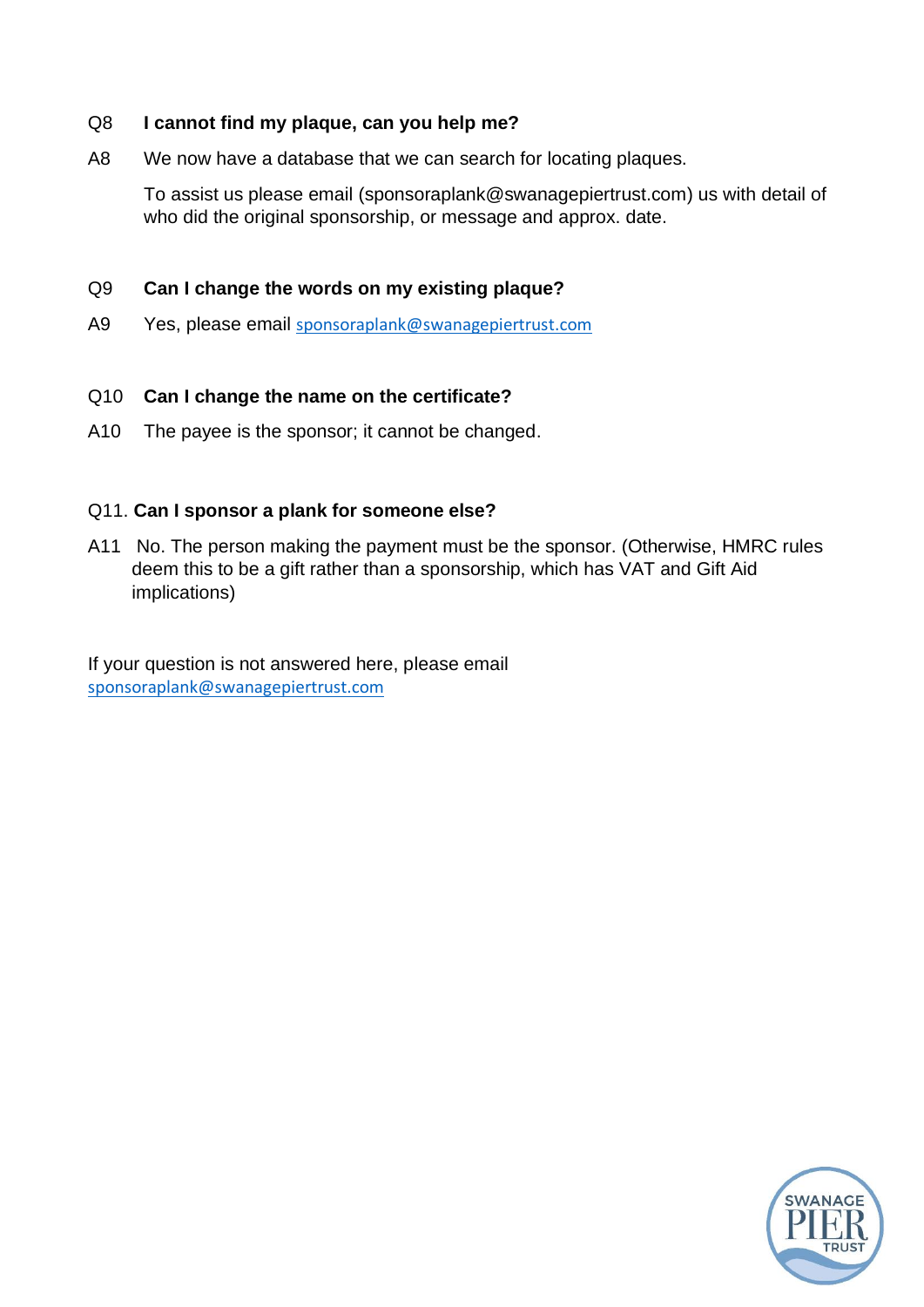Q8 **I cannot find my plaque, can you help me?**

A8 We now have a database that we can search for locating plaques.

To assist us please email (sponsoraplank@swanagepiertrust.com) us with detail of who did the original sponsorship, or message and approx. date.

Q9 **Can I change the words on my existing plaque?**

A9 Yes, please email sponsoraplank@swanagepiertrust.com

Q10 **Can I change the name on the certificate?**

A10 The payee is the sponsor; it cannot be changed.

Q11. **Can I sponsor a plank for someone else?**

A11 No. The person making the payment must be the sponsor. (Otherwise, HMRC rules deem this to be a gift rather than a sponsorship, which has VAT and Gift Aid implications)

If your question is not answered here, please email sponsoraplank@swanagepiertrust.com